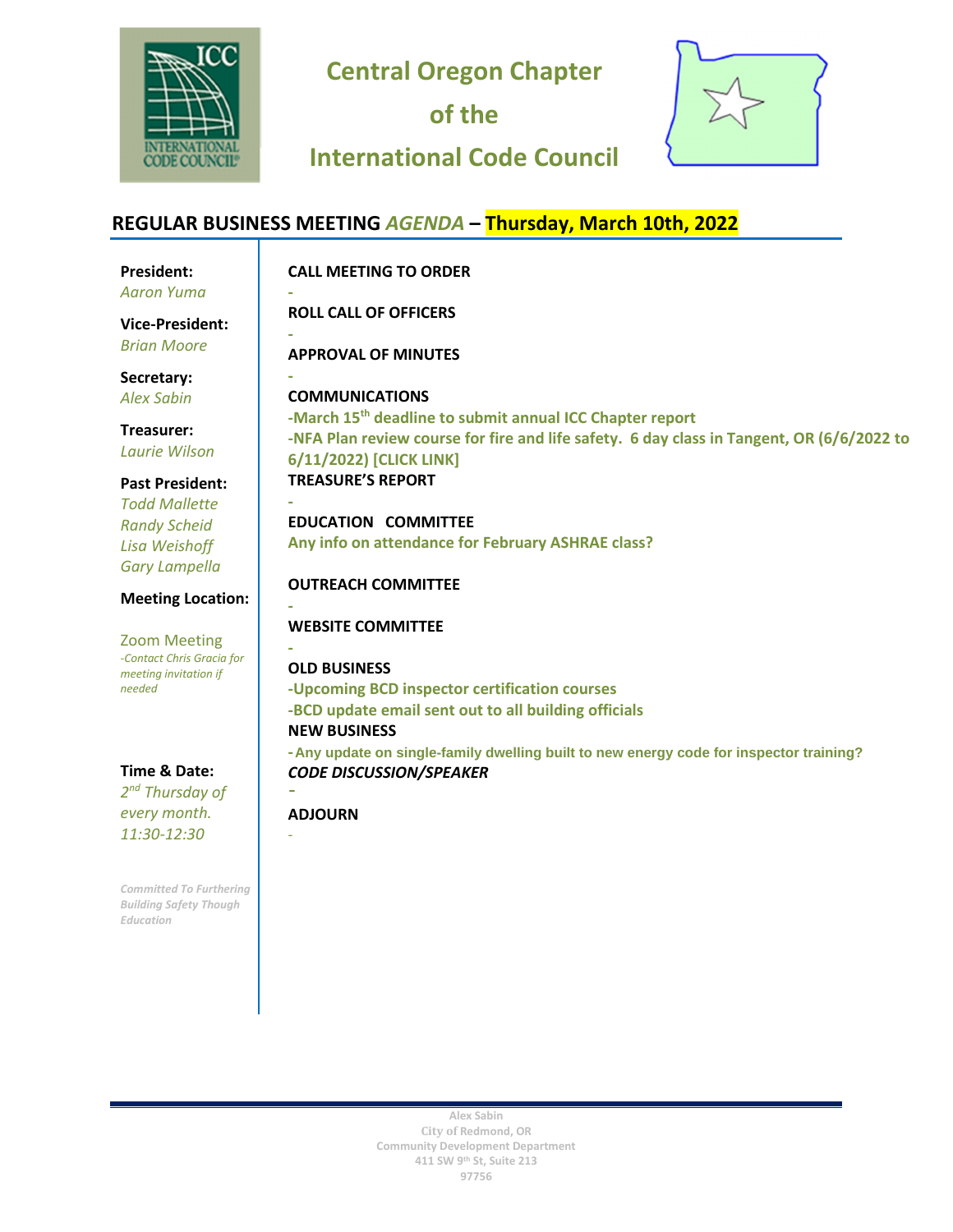# Central Oregon Chapter of the International Code Council

## REGULAR BUSINESS MEETING *AGENDA* – Thursday, March 10th, 2022

**President:**
*Aaron Yuma*

**Vice-President:**
*Brian Moore*

**Secretary:**
*Alex Sabin*

**Treasurer:**
*Laurie Wilson*

**Past President:**
*Todd Mallette*
*Randy Scheid*
*Lisa Weishoff*
*Gary Lampella*

**Meeting Location:**

Zoom Meeting
*-Contact Chris Gracia for meeting invitation if needed*

**Time & Date:**
*2nd Thursday of every month.*
*11:30-12:30*

*Committed To Furthering Building Safety Though Education*

**CALL MEETING TO ORDER**
-

**ROLL CALL OF OFFICERS**
-

**APPROVAL OF MINUTES**
-

**COMMUNICATIONS**
-March 15th deadline to submit annual ICC Chapter report
-NFA Plan review course for fire and life safety. 6 day class in Tangent, OR (6/6/2022 to 6/11/2022) [CLICK LINK]

**TREASURE'S REPORT**
-

**EDUCATION COMMITTEE**
Any info on attendance for February ASHRAE class?

**OUTREACH COMMITTEE**
-

**WEBSITE COMMITTEE**
-

**OLD BUSINESS**
-Upcoming BCD inspector certification courses
-BCD update email sent out to all building officials

**NEW BUSINESS**
- Any update on single-family dwelling built to new energy code for inspector training?

***CODE DISCUSSION/SPEAKER***
-

**ADJOURN**
-

Alex Sabin
City of Redmond, OR
Community Development Department
411 SW 9th St, Suite 213
97756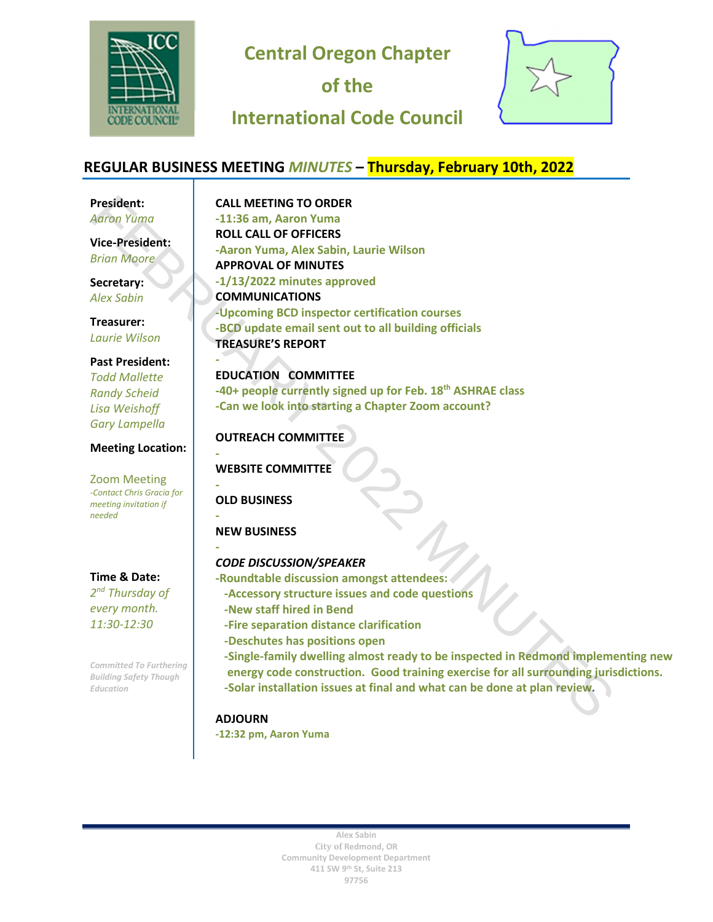# Central Oregon Chapter of the International Code Council

## REGULAR BUSINESS MEETING *MINUTES* – Thursday, February 10th, 2022

**President:**
*Aaron Yuma*

**Vice-President:**
*Brian Moore*

**Secretary:**
*Alex Sabin*

**Treasurer:**
*Laurie Wilson*

**Past President:**
*Todd Mallette*
*Randy Scheid*
*Lisa Weishoff*
*Gary Lampella*

**Meeting Location:**

Zoom Meeting
*-Contact Chris Gracia for meeting invitation if needed*

**Time & Date:**
*2nd Thursday of every month.*
*11:30-12:30*

*Committed To Furthering Building Safety Though Education*

**CALL MEETING TO ORDER**
-11:36 am, Aaron Yuma

**ROLL CALL OF OFFICERS**
-Aaron Yuma, Alex Sabin, Laurie Wilson

**APPROVAL OF MINUTES**
-1/13/2022 minutes approved

**COMMUNICATIONS**
-Upcoming BCD inspector certification courses
-BCD update email sent out to all building officials

**TREASURE'S REPORT**
-

**EDUCATION COMMITTEE**
-40+ people currently signed up for Feb. 18th ASHRAE class
-Can we look into starting a Chapter Zoom account?

**OUTREACH COMMITTEE**
-

**WEBSITE COMMITTEE**
-

**OLD BUSINESS**
-

**NEW BUSINESS**
-

***CODE DISCUSSION/SPEAKER***
-Roundtable discussion amongst attendees:
- -Accessory structure issues and code questions
- -New staff hired in Bend
- -Fire separation distance clarification
- -Deschutes has positions open
- -Single-family dwelling almost ready to be inspected in Redmond implementing new energy code construction. Good training exercise for all surrounding jurisdictions.
- -Solar installation issues at final and what can be done at plan review.

**ADJOURN**
-12:32 pm, Aaron Yuma

Alex Sabin
City of Redmond, OR
Community Development Department
411 SW 9th St, Suite 213
97756